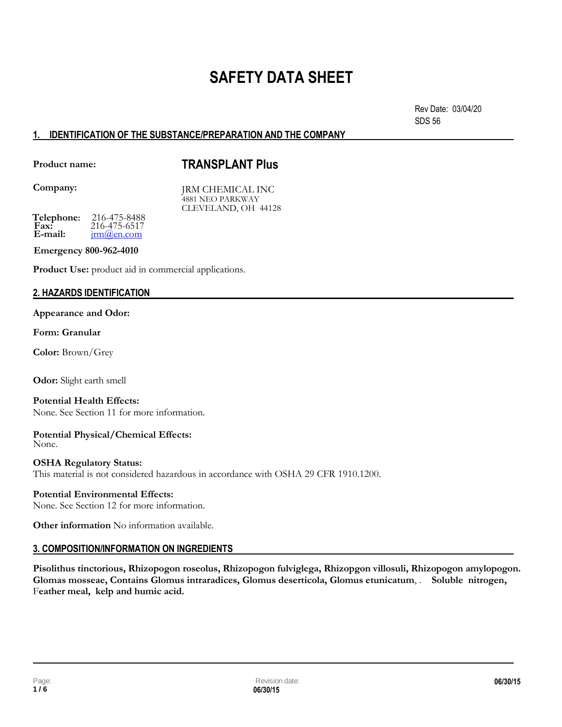# SAFETY DATA SHEET

Rev Date: 03/04/20
SDS 56

## 1. IDENTIFICATION OF THE SUBSTANCE/PREPARATION AND THE COMPANY

**Product name:** **TRANSPLANT Plus**

**Company:** JRM CHEMICAL INC
4881 NEO PARKWAY
CLEVELAND, OH 44128

**Telephone:** 216-475-8488
**Fax:** 216-475-6517
**E-mail:** jrm@en.com

**Emergency 800-962-4010**

**Product Use:** product aid in commercial applications.

## 2. HAZARDS IDENTIFICATION

**Appearance and Odor:**

**Form: Granular**

**Color:** Brown/Grey

**Odor:** Slight earth smell

**Potential Health Effects:**
None. See Section 11 for more information.

**Potential Physical/Chemical Effects:**
None.

**OSHA Regulatory Status:**
This material is not considered hazardous in accordance with OSHA 29 CFR 1910.1200.

**Potential Environmental Effects:**
None. See Section 12 for more information.

**Other information** No information available.

## 3. COMPOSITION/INFORMATION ON INGREDIENTS

**Pisolithus tinctorious, Rhizopogon roseolus, Rhizopogon fulviglega, Rhizopgon villosuli, Rhizopogon amylopogon. Glomas mosseae, Contains Glomus intraradices, Glomus deserticola, Glomus etunicatum**, . **Soluble nitrogen, Feather meal, kelp and humic acid.**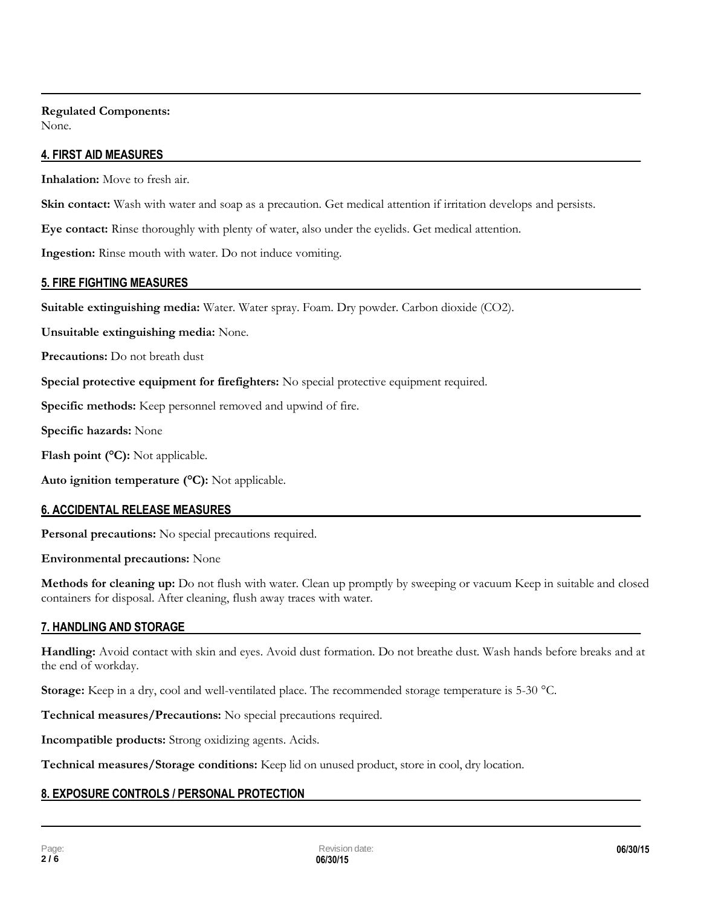**Regulated Components:**
None.

## 4. FIRST AID MEASURES

**Inhalation:** Move to fresh air.

**Skin contact:** Wash with water and soap as a precaution. Get medical attention if irritation develops and persists.

**Eye contact:** Rinse thoroughly with plenty of water, also under the eyelids. Get medical attention.

**Ingestion:** Rinse mouth with water. Do not induce vomiting.

## 5. FIRE FIGHTING MEASURES

**Suitable extinguishing media:** Water. Water spray. Foam. Dry powder. Carbon dioxide ($CO_2$).

**Unsuitable extinguishing media:** None.

**Precautions:** Do not breath dust

**Special protective equipment for firefighters:** No special protective equipment required.

**Specific methods:** Keep personnel removed and upwind of fire.

**Specific hazards:** None

**Flash point (°C):** Not applicable.

**Auto ignition temperature (°C):** Not applicable.

## 6. ACCIDENTAL RELEASE MEASURES

**Personal precautions:** No special precautions required.

**Environmental precautions:** None

**Methods for cleaning up:** Do not flush with water. Clean up promptly by sweeping or vacuum Keep in suitable and closed containers for disposal. After cleaning, flush away traces with water.

## 7. HANDLING AND STORAGE

**Handling:** Avoid contact with skin and eyes. Avoid dust formation. Do not breathe dust. Wash hands before breaks and at the end of workday.

**Storage:** Keep in a dry, cool and well-ventilated place. The recommended storage temperature is 5-30 °C.

**Technical measures/Precautions:** No special precautions required.

**Incompatible products:** Strong oxidizing agents. Acids.

**Technical measures/Storage conditions:** Keep lid on unused product, store in cool, dry location.

## 8. EXPOSURE CONTROLS / PERSONAL PROTECTION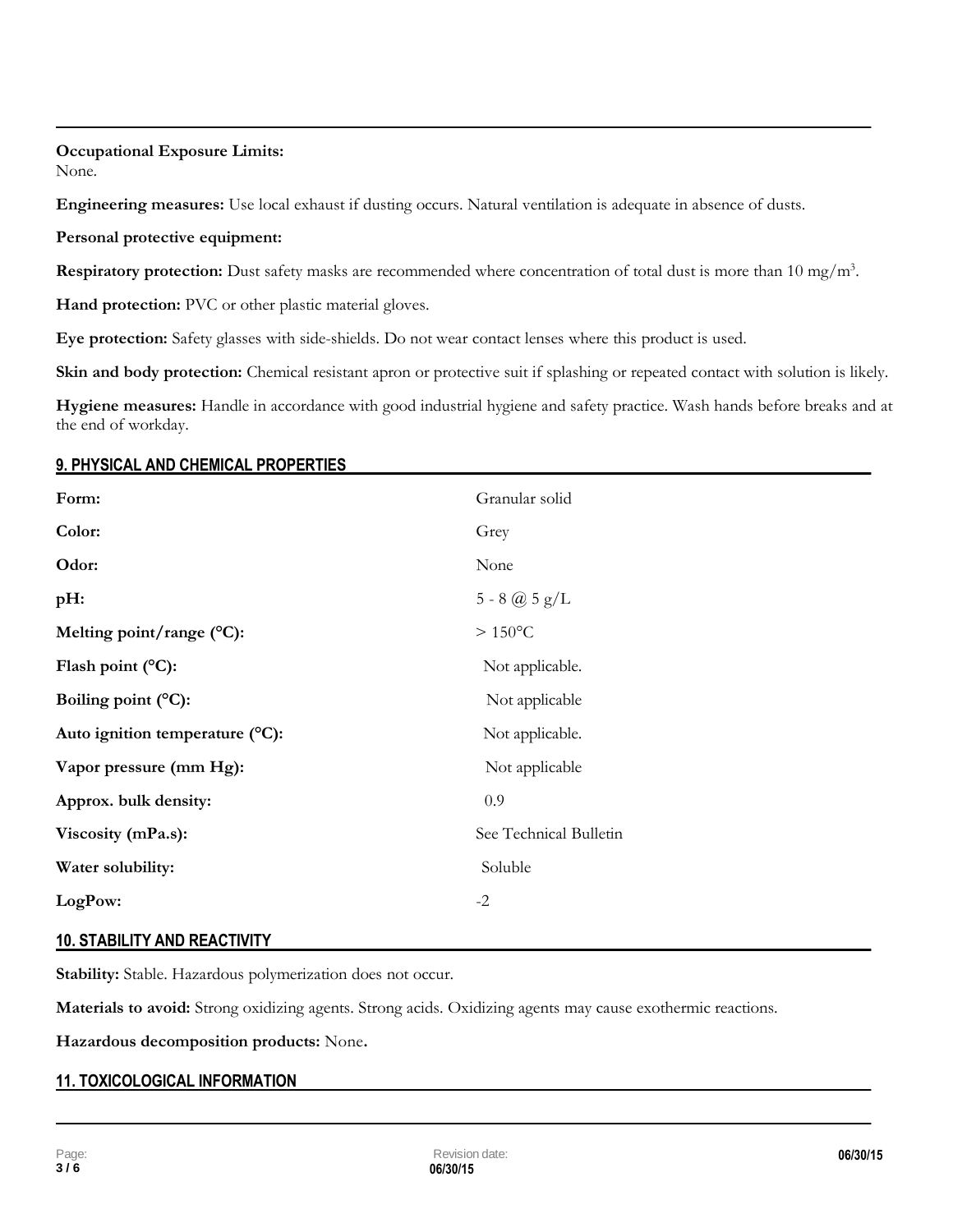**Occupational Exposure Limits:**
None.

**Engineering measures:** Use local exhaust if dusting occurs. Natural ventilation is adequate in absence of dusts.

**Personal protective equipment:**

**Respiratory protection:** Dust safety masks are recommended where concentration of total dust is more than 10 $mg/m^3$.

**Hand protection:** PVC or other plastic material gloves.

**Eye protection:** Safety glasses with side-shields. Do not wear contact lenses where this product is used.

**Skin and body protection:** Chemical resistant apron or protective suit if splashing or repeated contact with solution is likely.

**Hygiene measures:** Handle in accordance with good industrial hygiene and safety practice. Wash hands before breaks and at the end of workday.

## 9. PHYSICAL AND CHEMICAL PROPERTIES

| | |
|---|---|
| **Form:** | Granular solid |
| **Color:** | Grey |
| **Odor:** | None |
| **pH:** | 5 - 8 @ 5 g/L |
| **Melting point/range (°C):** | > 150°C |
| **Flash point (°C):** | Not applicable. |
| **Boiling point (°C):** | Not applicable |
| **Auto ignition temperature (°C):** | Not applicable. |
| **Vapor pressure (mm Hg):** | Not applicable |
| **Approx. bulk density:** | 0.9 |
| **Viscosity (mPa.s):** | See Technical Bulletin |
| **Water solubility:** | Soluble |
| **LogPow:** | -2 |

## 10. STABILITY AND REACTIVITY

**Stability:** Stable. Hazardous polymerization does not occur.

**Materials to avoid:** Strong oxidizing agents. Strong acids. Oxidizing agents may cause exothermic reactions.

**Hazardous decomposition products:** None**.**

## 11. TOXICOLOGICAL INFORMATION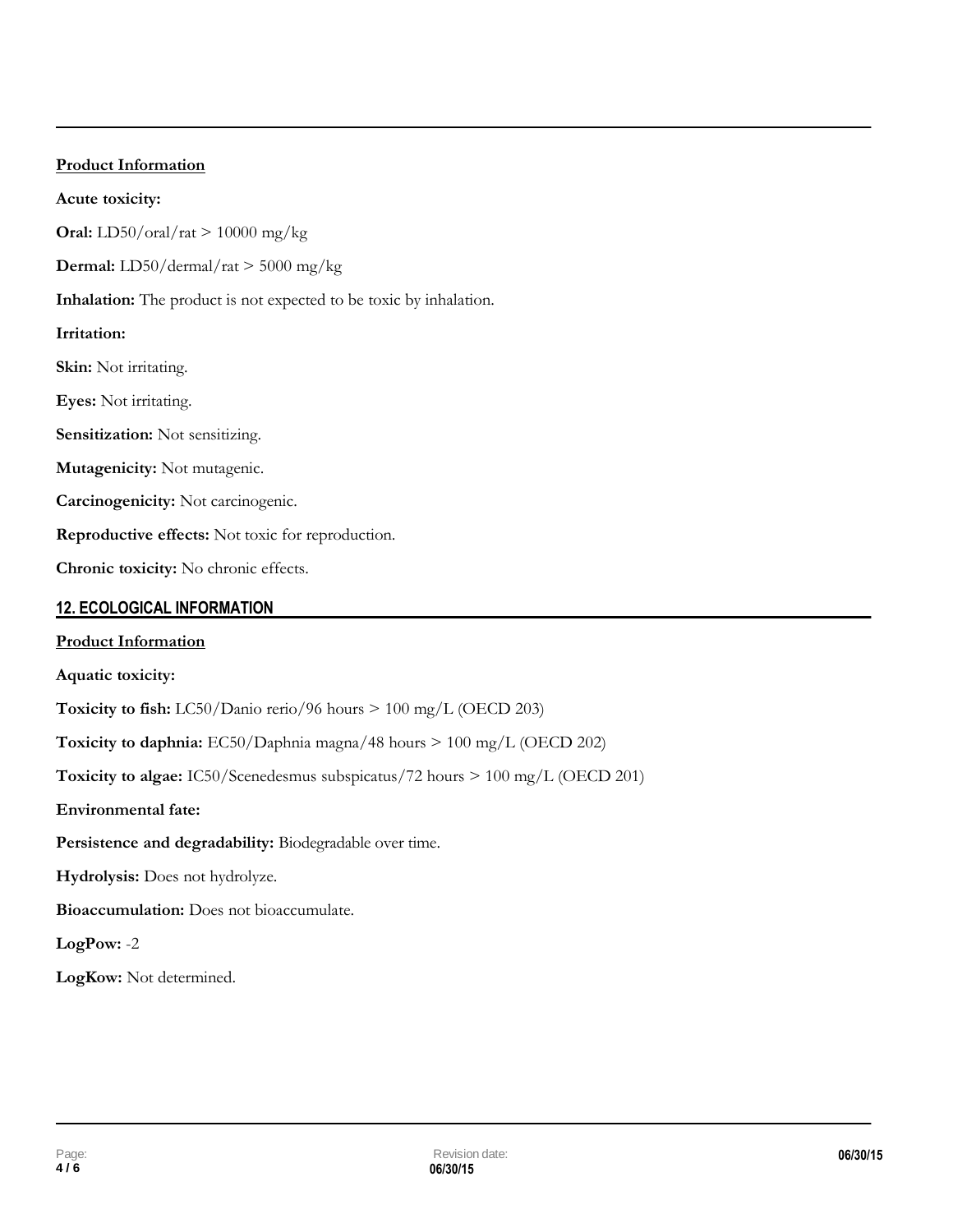**Product Information**

**Acute toxicity:**

**Oral:** LD50/oral/rat > 10000 mg/kg

**Dermal:** LD50/dermal/rat > 5000 mg/kg

**Inhalation:** The product is not expected to be toxic by inhalation.

**Irritation:**

**Skin:** Not irritating.

**Eyes:** Not irritating.

**Sensitization:** Not sensitizing.

**Mutagenicity:** Not mutagenic.

**Carcinogenicity:** Not carcinogenic.

**Reproductive effects:** Not toxic for reproduction.

**Chronic toxicity:** No chronic effects.

## 12. ECOLOGICAL INFORMATION

**Product Information**

**Aquatic toxicity:**

**Toxicity to fish:** LC50/Danio rerio/96 hours > 100 mg/L (OECD 203)

**Toxicity to daphnia:** EC50/Daphnia magna/48 hours > 100 mg/L (OECD 202)

**Toxicity to algae:** IC50/Scenedesmus subspicatus/72 hours > 100 mg/L (OECD 201)

**Environmental fate:**

**Persistence and degradability:** Biodegradable over time.

**Hydrolysis:** Does not hydrolyze.

**Bioaccumulation:** Does not bioaccumulate.

**LogPow:** -2

**LogKow:** Not determined.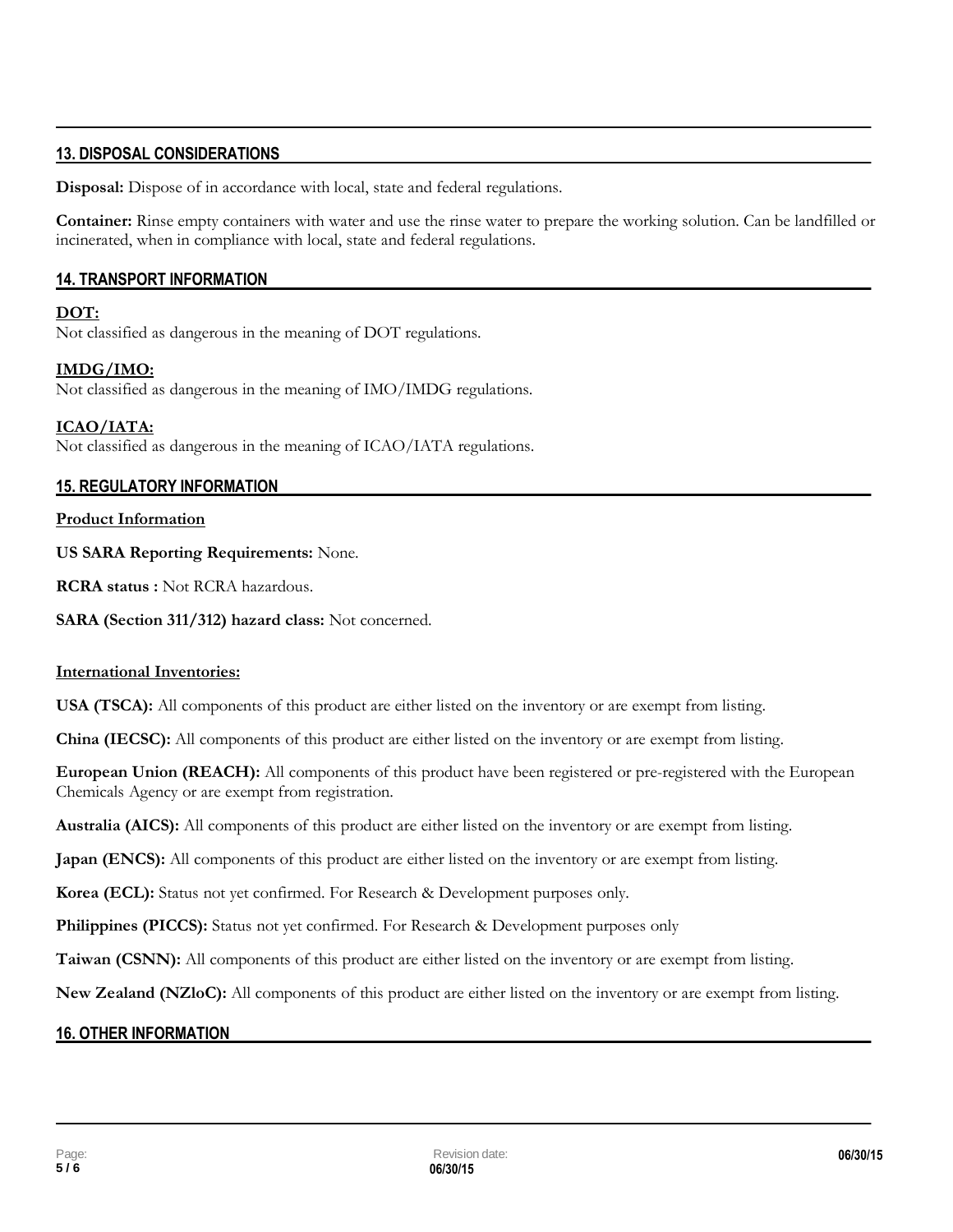## 13. DISPOSAL CONSIDERATIONS

**Disposal:** Dispose of in accordance with local, state and federal regulations.

**Container:** Rinse empty containers with water and use the rinse water to prepare the working solution. Can be landfilled or incinerated, when in compliance with local, state and federal regulations.

## 14. TRANSPORT INFORMATION

**DOT:**
Not classified as dangerous in the meaning of DOT regulations.

**IMDG/IMO:**
Not classified as dangerous in the meaning of IMO/IMDG regulations.

**ICAO/IATA:**
Not classified as dangerous in the meaning of ICAO/IATA regulations.

## 15. REGULATORY INFORMATION

**Product Information**

**US SARA Reporting Requirements:** None.

**RCRA status :** Not RCRA hazardous.

**SARA (Section 311/312) hazard class:** Not concerned.

**International Inventories:**

**USA (TSCA):** All components of this product are either listed on the inventory or are exempt from listing.

**China (IECSC):** All components of this product are either listed on the inventory or are exempt from listing.

**European Union (REACH):** All components of this product have been registered or pre-registered with the European Chemicals Agency or are exempt from registration.

**Australia (AICS):** All components of this product are either listed on the inventory or are exempt from listing.

**Japan (ENCS):** All components of this product are either listed on the inventory or are exempt from listing.

**Korea (ECL):** Status not yet confirmed. For Research & Development purposes only.

**Philippines (PICCS):** Status not yet confirmed. For Research & Development purposes only

**Taiwan (CSNN):** All components of this product are either listed on the inventory or are exempt from listing.

**New Zealand (NZloC):** All components of this product are either listed on the inventory or are exempt from listing.

## 16. OTHER INFORMATION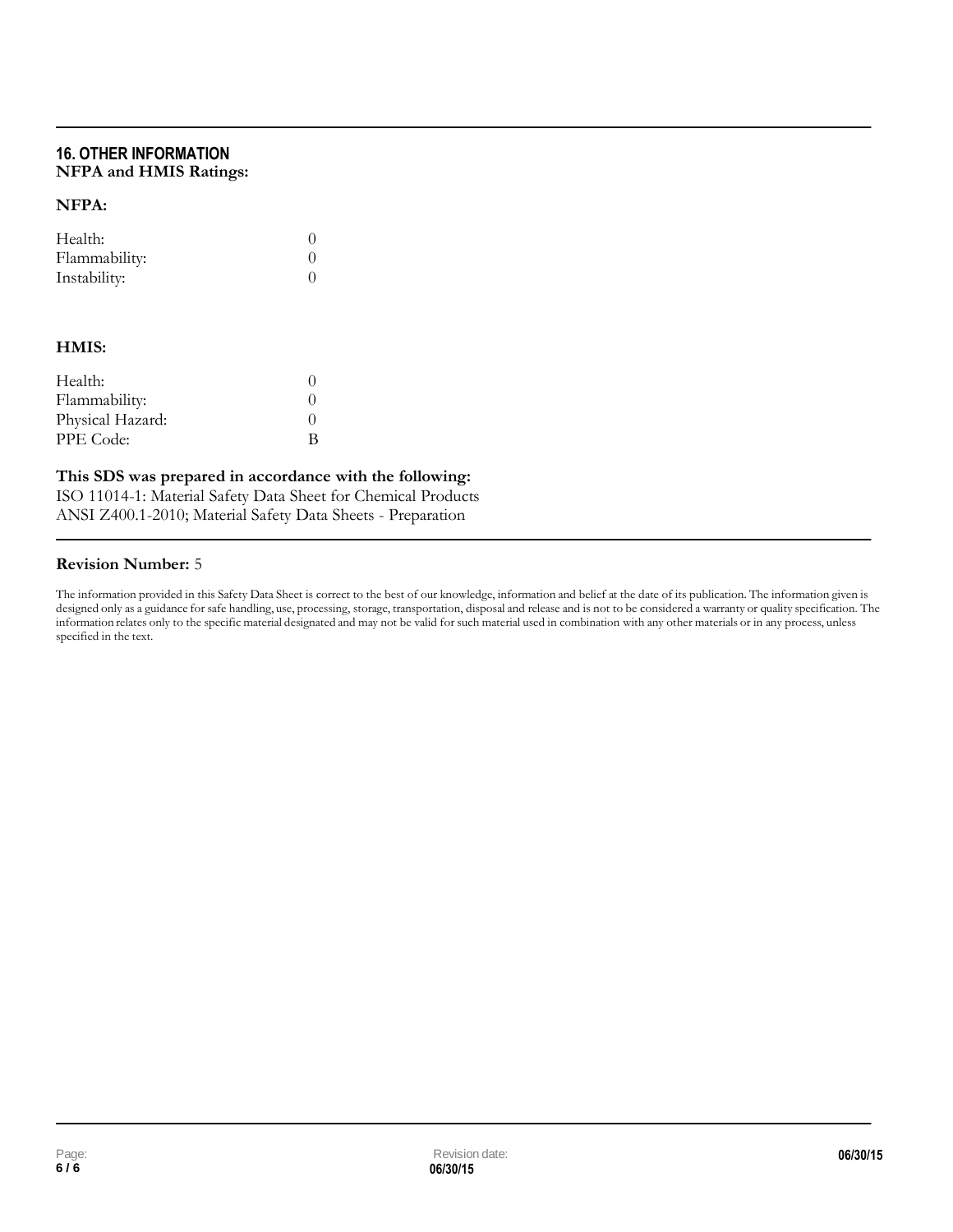## 16. OTHER INFORMATION

**NFPA and HMIS Ratings:**

**NFPA:**

| | |
|---|---|
| Health: | 0 |
| Flammability: | 0 |
| Instability: | 0 |

**HMIS:**

| | |
|---|---|
| Health: | 0 |
| Flammability: | 0 |
| Physical Hazard: | 0 |
| PPE Code: | B |

**This SDS was prepared in accordance with the following:**

ISO 11014-1: Material Safety Data Sheet for Chemical Products
ANSI Z400.1-2010; Material Safety Data Sheets - Preparation

**Revision Number:** 5

The information provided in this Safety Data Sheet is correct to the best of our knowledge, information and belief at the date of its publication. The information given is designed only as a guidance for safe handling, use, processing, storage, transportation, disposal and release and is not to be considered a warranty or quality specification. The information relates only to the specific material designated and may not be valid for such material used in combination with any other materials or in any process, unless specified in the text.